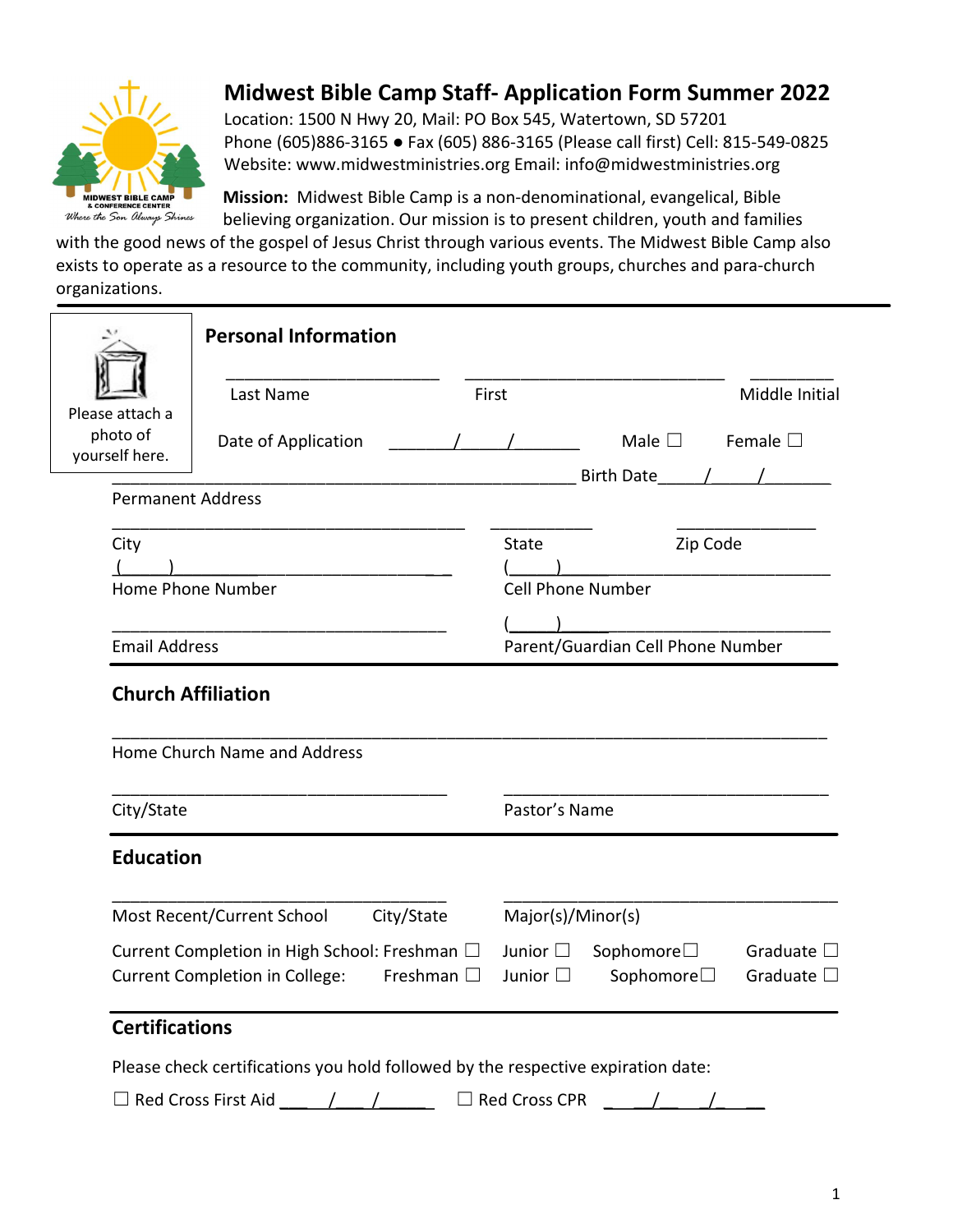# Midwest Bible Camp Staff- Application Form Summer 2022

Location: 1500 N Hwy 20, Mail: PO Box 545, Watertown, SD 57201
Phone (605)886-3165 ● Fax (605) 886-3165 (Please call first) Cell: 815-549-0825
Website: www.midwestministries.org Email: info@midwestministries.org

MIDWEST BIBLE CAMP & CONFERENCE CENTER
*Where the Son Always Shines*

**Mission:** Midwest Bible Camp is a non-denominational, evangelical, Bible believing organization. Our mission is to present children, youth and families with the good news of the gospel of Jesus Christ through various events. The Midwest Bible Camp also exists to operate as a resource to the community, including youth groups, churches and para-church organizations.

---

Please attach a photo of yourself here.

## Personal Information

_______________________ ____________________________ _________
Last Name First Middle Initial

Date of Application _______/_____/________ Male ☐ Female ☐

___________________________________________________ Birth Date_____/_____/_______
Permanent Address

_______________________________________ ___________ _______________
City State Zip Code

(_____)______________________________ (_____)___________________________
Home Phone Number Cell Phone Number

_____________________________________ (_____)___________________________
Email Address Parent/Guardian Cell Phone Number

## Church Affiliation

_______________________________________________________________________________
Home Church Name and Address

_____________________________________ ____________________________________
City/State Pastor's Name

## Education

_____________________________________ ____________________________________
Most Recent/Current School City/State Major(s)/Minor(s)

Current Completion in High School: Freshman ☐ Junior ☐ Sophomore☐ Graduate ☐
Current Completion in College: Freshman ☐ Junior ☐ Sophomore☐ Graduate ☐

## Certifications

Please check certifications you hold followed by the respective expiration date:

☐ Red Cross First Aid ____/____/______ ☐ Red Cross CPR ____/____/______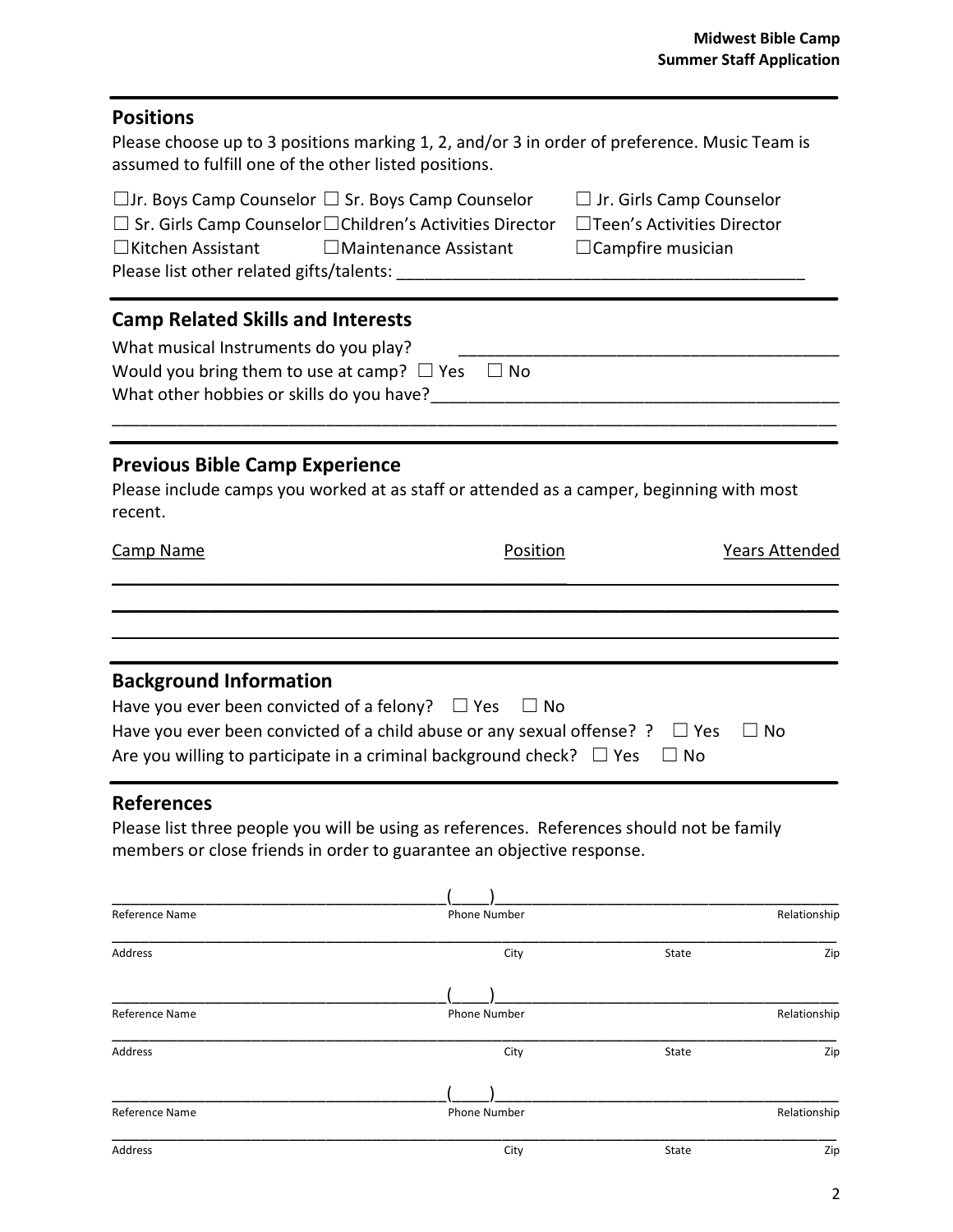## Positions

Please choose up to 3 positions marking 1, 2, and/or 3 in order of preference. Music Team is assumed to fulfill one of the other listed positions.

☐Jr. Boys Camp Counselor ☐ Sr. Boys Camp Counselor ☐ Jr. Girls Camp Counselor
☐ Sr. Girls Camp Counselor ☐Children's Activities Director ☐Teen's Activities Director
☐Kitchen Assistant ☐Maintenance Assistant ☐Campfire musician

Please list other related gifts/talents: ____________________________________________

## Camp Related Skills and Interests

What musical Instruments do you play? ________________________________________

Would you bring them to use at camp? ☐ Yes ☐ No

What other hobbies or skills do you have?__________________________________________

_____________________________________________________________________________

## Previous Bible Camp Experience

Please include camps you worked at as staff or attended as a camper, beginning with most recent.

| Camp Name | Position | Years Attended |
|---|---|---|
| | | |
| | | |
| | | |

## Background Information

Have you ever been convicted of a felony? ☐ Yes ☐ No

Have you ever been convicted of a child abuse or any sexual offense? ? ☐ Yes ☐ No

Are you willing to participate in a criminal background check? ☐ Yes ☐ No

## References

Please list three people you will be using as references. References should not be family members or close friends in order to guarantee an objective response.

______________________________________(____)_______________________________________
Reference Name Phone Number Relationship

_____________________________________________________________________________
Address City State Zip

______________________________________(____)_______________________________________
Reference Name Phone Number Relationship

_____________________________________________________________________________
Address City State Zip

______________________________________(____)_______________________________________
Reference Name Phone Number Relationship

_____________________________________________________________________________
Address City State Zip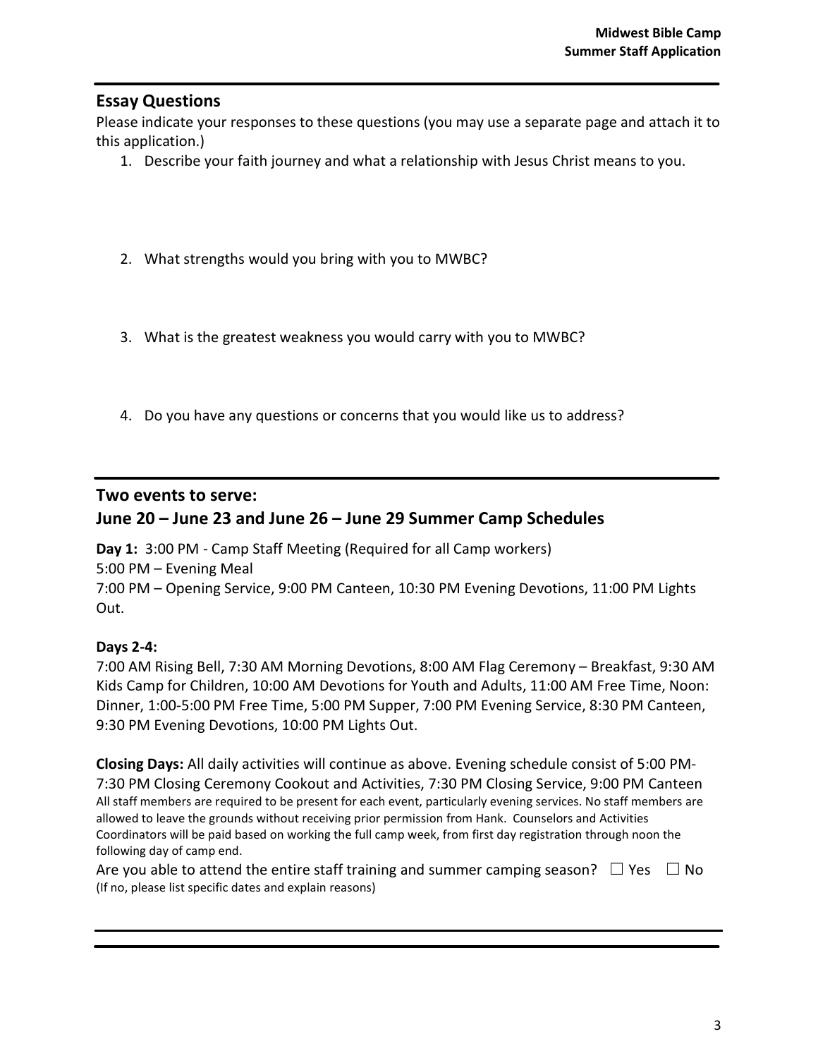## Essay Questions

Please indicate your responses to these questions (you may use a separate page and attach it to this application.)

1. Describe your faith journey and what a relationship with Jesus Christ means to you.

2. What strengths would you bring with you to MWBC?

3. What is the greatest weakness you would carry with you to MWBC?

4. Do you have any questions or concerns that you would like us to address?

## Two events to serve:
## June 20 – June 23 and June 26 – June 29 Summer Camp Schedules

**Day 1:** 3:00 PM - Camp Staff Meeting (Required for all Camp workers)
5:00 PM – Evening Meal
7:00 PM – Opening Service, 9:00 PM Canteen, 10:30 PM Evening Devotions, 11:00 PM Lights Out.

**Days 2-4:**
7:00 AM Rising Bell, 7:30 AM Morning Devotions, 8:00 AM Flag Ceremony – Breakfast, 9:30 AM Kids Camp for Children, 10:00 AM Devotions for Youth and Adults, 11:00 AM Free Time, Noon: Dinner, 1:00-5:00 PM Free Time, 5:00 PM Supper, 7:00 PM Evening Service, 8:30 PM Canteen, 9:30 PM Evening Devotions, 10:00 PM Lights Out.

**Closing Days:** All daily activities will continue as above. Evening schedule consist of 5:00 PM-7:30 PM Closing Ceremony Cookout and Activities, 7:30 PM Closing Service, 9:00 PM Canteen
All staff members are required to be present for each event, particularly evening services. No staff members are allowed to leave the grounds without receiving prior permission from Hank. Counselors and Activities Coordinators will be paid based on working the full camp week, from first day registration through noon the following day of camp end.

Are you able to attend the entire staff training and summer camping season? ☐ Yes ☐ No
(If no, please list specific dates and explain reasons)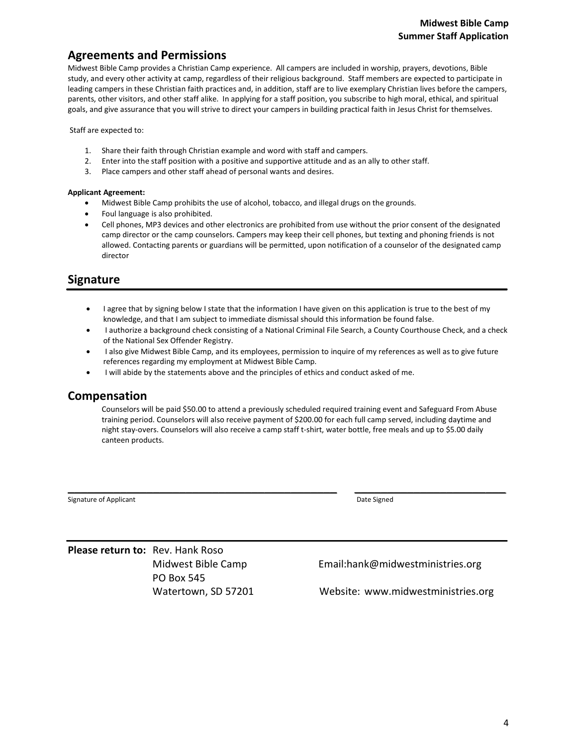## Agreements and Permissions

Midwest Bible Camp provides a Christian Camp experience. All campers are included in worship, prayers, devotions, Bible study, and every other activity at camp, regardless of their religious background. Staff members are expected to participate in leading campers in these Christian faith practices and, in addition, staff are to live exemplary Christian lives before the campers, parents, other visitors, and other staff alike. In applying for a staff position, you subscribe to high moral, ethical, and spiritual goals, and give assurance that you will strive to direct your campers in building practical faith in Jesus Christ for themselves.

Staff are expected to:

1. Share their faith through Christian example and word with staff and campers.
2. Enter into the staff position with a positive and supportive attitude and as an ally to other staff.
3. Place campers and other staff ahead of personal wants and desires.

**Applicant Agreement:**

- Midwest Bible Camp prohibits the use of alcohol, tobacco, and illegal drugs on the grounds.
- Foul language is also prohibited.
- Cell phones, MP3 devices and other electronics are prohibited from use without the prior consent of the designated camp director or the camp counselors. Campers may keep their cell phones, but texting and phoning friends is not allowed. Contacting parents or guardians will be permitted, upon notification of a counselor of the designated camp director

## Signature

- I agree that by signing below I state that the information I have given on this application is true to the best of my knowledge, and that I am subject to immediate dismissal should this information be found false.
- I authorize a background check consisting of a National Criminal File Search, a County Courthouse Check, and a check of the National Sex Offender Registry.
- I also give Midwest Bible Camp, and its employees, permission to inquire of my references as well as to give future references regarding my employment at Midwest Bible Camp.
- I will abide by the statements above and the principles of ethics and conduct asked of me.

## Compensation

Counselors will be paid $50.00 to attend a previously scheduled required training event and Safeguard From Abuse training period. Counselors will also receive payment of $200.00 for each full camp served, including daytime and night stay-overs. Counselors will also receive a camp staff t-shirt, water bottle, free meals and up to $5.00 daily canteen products.

______________________________________________ ________________________

Signature of Applicant Date Signed

**Please return to:** Rev. Hank Roso
Midwest Bible Camp
PO Box 545
Watertown, SD 57201

Email:hank@midwestministries.org

Website: www.midwestministries.org